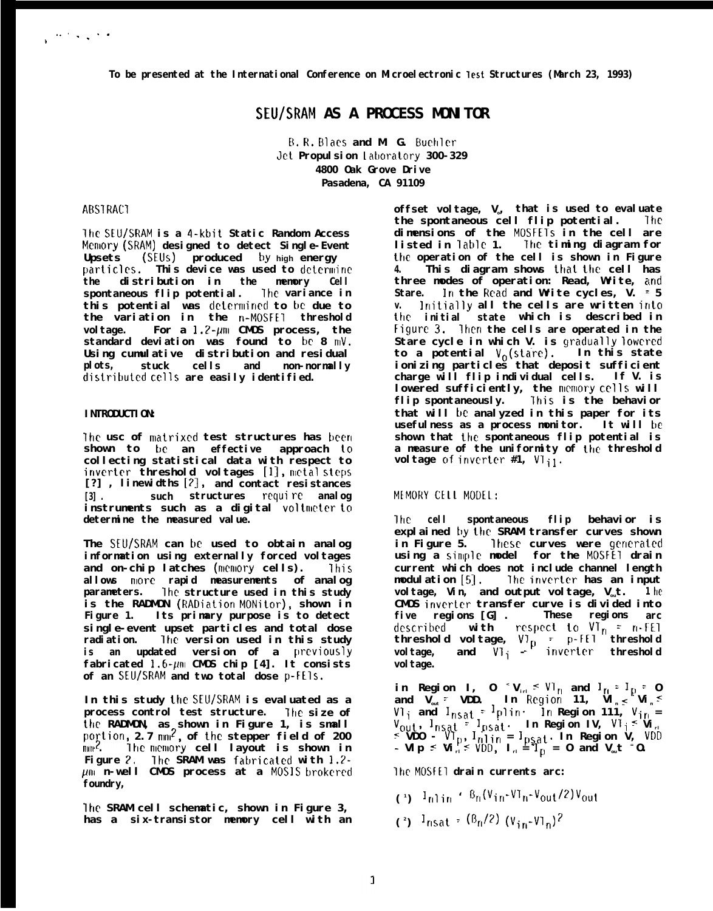To be presented at the International Conference on Microelectronic Test Structures (March 23, 1993)

# SEU/SRAM AS A PROCESS MONITOR

B. R. Blaes and M. G. Buehler
Jet Propulsion Laboratory 300-329
4800 Oak Grove Drive
Pasadena, CA 91109

## ABSTRACT

The SEU/SRAM is a 4-kbit Static Random Access Memory (SRAM) designed to detect Single-Event Upsets (SEUs) produced by high energy particles. This device was used to determine the distribution in the memory cell spontaneous flip potential. The variance in this potential was determined to be due to the variation in the n-MOSFET threshold voltage. For a 1.2-$\mu$m CMOS process, the standard deviation was found to be 8 mV. Using cumulative distribution and residual plots, stuck cells and non-normally distributed cells are easily identified.

## INTRODUCTION:

The use of matrixed test structures has been shown to be an effective approach to collecting statistical data with respect to inverter threshold voltages [1], metal steps [?], linewidths [2], and contact resistances [3]. Such structures require analog instruments such as a digital voltmeter to determine the measured value.

The SEU/SRAM can be used to obtain analog information using externally forced voltages and on-chip latches (memory cells). This allows more rapid measurements of analog parameters. The structure used in this study is the RADMON (RADiation MONitor), shown in Figure 1. Its primary purpose is to detect single-event upset particles and total dose radiation. The version used in this study is an updated version of a previously fabricated 1.6-$\mu$m CMOS chip [4]. It consists of an SEU/SRAM and two total dose p-FETs.

In this study the SEU/SRAM is evaluated as a process control test structure. The size of the RADMON, as shown in Figure 1, is small portion, 2.7 mm$^2$, of the stepper field of 200 mm$^2$. The memory cell layout is shown in Figure 2. The SRAM was fabricated with 1.2-$\mu$m n-well CMOS process at a MOSIS brokered foundry,

The SRAM cell schematic, shown in Figure 3, has a six-transistor memory cell with an offset voltage, $V_o$, that is used to evaluate the spontaneous cell flip potential. The dimensions of the MOSFETs in the cell are listed in Table 1. The timing diagram for the operation of the cell is shown in Figure 4. This diagram shows that the cell has three modes of operation: Read, Write, and Stare. In the Read and Write cycles, $V_{\cdot} = 5$ V. Initially all the cells are written into the initial state which is described in Figure 3. Then the cells are operated in the Stare cycle in which $V_{\cdot}$ is gradually lowered to a potential $V_0$(stare). In this state ionizing particles that deposit sufficient charge will flip individual cells. If $V_{\cdot}$ is lowered sufficiently, the memory cells will flip spontaneously. This is the behavior that will be analyzed in this paper for its usefulness as a process monitor. It will be shown that the spontaneous flip potential is a measure of the uniformity of the threshold voltage of inverter #1, $VT_{i1}$.

## MEMORY CELL MODEL:

The cell spontaneous flip behavior is explained by the SRAM transfer curves shown in Figure 5. These curves were generated using a simple model for the MOSFET drain current which does not include channel length modulation [5]. The inverter has an input voltage, Vin, and output voltage, $V_{out}$. The CMOS inverter transfer curve is divided into five regions [G]. These regions are described with respect to $VT_n$ = n-FET threshold voltage, $VT_p$ = p-FET threshold voltage, and $VT_i$ = inverter threshold voltage.

In Region I, $0 < V_{in} < VT_n$ and $I_n = I_p = 0$ and $V_{out} = VDD$. In Region II, $VT_n < V_{in} < VT_i$ and $I_{nsat} = I_{plin}$. In Region III, $V_{in} = V_{out}$, $I_{nsat} = I_{psat}$. In Region IV, $VT_i < V_{in} < VDD - VT_p$, $I_{nlin} = I_{psat}$. In Region V, $VDD - VT_p < V_{in} < VDD$, $I_n = I_p = 0$ and $V_{out} = 0$.

The MOSFET drain currents are:

$$(1)\quad I_{nlin} = \beta_n(V_{in}-VT_n-V_{out}/2)V_{out}$$

$$(2)\quad I_{nsat} = (\beta_n/2)\,(V_{in}-VT_n)^2$$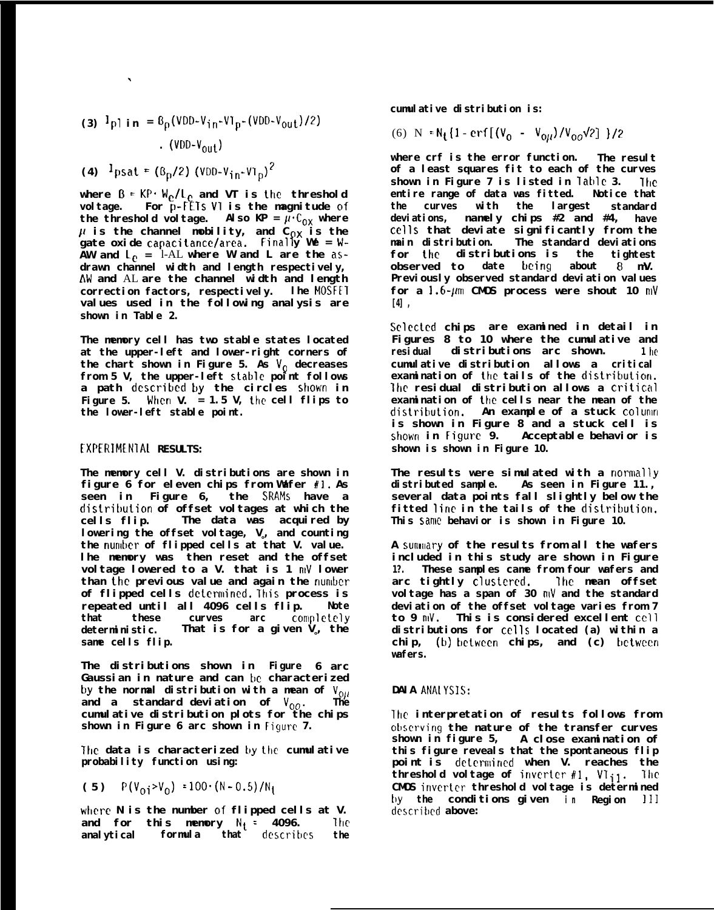$$(3)\quad I_{plin} = \beta_p(VDD-V_{in}-VT_p-(VDD-V_{out})/2) \cdot (VDD-V_{out})$$

$$(4)\quad I_{psat} = (\beta_p/2)(VDD-V_{in}-VT_p)^2$$

where $\beta = KP \cdot W_e/L_e$ and VT is the threshold voltage. For p-FETs VT is the magnitude of the threshold voltage. Also $KP = \mu \cdot C_{ox}$ where $\mu$ is the channel mobility, and $C_{ox}$ is the gate oxide capacitance/area. Finally $W_e = W-\Delta W$ and $L_e = L-\Delta L$ where W and L are the as-drawn channel width and length respectively, $\Delta W$ and $\Delta L$ are the channel width and length correction factors, respectively. The MOSFET values used in the following analysis are shown in Table 2.

The memory cell has two stable states located at the upper-left and lower-right corners of the chart shown in Figure 5. As $V_o$ decreases from 5 V, the upper-left stable point follows a path described by the circles shown in Figure 5. When $V_o$ = 1.5 V, the cell flips to the lower-left stable point.

## EXPERIMENTAL RESULTS:

The memory cell $V_o$ distributions are shown in figure 6 for eleven chips from Wafer #1. As seen in Figure 6, the SRAMs have a distribution of offset voltages at which the cells flip. The data was acquired by lowering the offset voltage, $V_o$, and counting the number of flipped cells at that $V_o$ value. The memory was then reset and the offset voltage lowered to a $V_o$ that is 1 mV lower than the previous value and again the number of flipped cells determined. This process is repeated until all 4096 cells flip. Note that these curves are completely deterministic. That is for a given $V_o$, the same cells flip.

The distributions shown in Figure 6 are Gaussian in nature and can be characterized by the normal distribution with a mean of $V_{o\mu}$ and a standard deviation of $V_{o\sigma}$. The cumulative distribution plots for the chips shown in Figure 6 are shown in Figure 7.

The data is characterized by the cumulative probability function using:

$$(5)\quad P(V_{oi}>V_o) = 100 \cdot (N-0.5)/N_t$$

where N is the number of flipped cells at $V_o$ and for this memory $N_t$ = 4096. The analytical formula that describes the cumulative distribution is:

$$(6)\quad N = N_t\{1-\mathrm{erf}[(V_o - V_{o\mu})/V_{o\sigma}\sqrt{2}]\}/2$$

where erf is the error function. The result of a least squares fit to each of the curves shown in Figure 7 is listed in Table 3. The entire range of data was fitted. Notice that the curves with the largest standard deviations, namely chips #2 and #4, have cells that deviate significantly from the main distribution. The standard deviations for the distributions is the tightest observed to date being about 8 mV. Previously observed standard deviation values for a 1.6-$\mu$m CMOS process were shout 10 mV [4].

Selected chips are examined in detail in Figures 8 to 10 where the cumulative and residual distributions are shown. The cumulative distribution allows a critical examination of the tails of the distribution. The residual distribution allows a critical examination of the cells near the mean of the distribution. An example of a stuck column is shown in Figure 8 and a stuck cell is shown in Figure 9. Acceptable behavior is shown is shown in Figure 10.

The results were simulated with a normally distributed sample. As seen in Figure 11., several data points fall slightly below the fitted line in the tails of the distribution. This same behavior is shown in Figure 10.

A summary of the results from all the wafers included in this study are shown in Figure 12. These samples came from four wafers and are tightly clustered. The mean offset voltage has a span of 30 mV and the standard deviation of the offset voltage varies from 7 to 9 mV. This is considered excellent cell distributions for cells located (a) within a chip, (b) between chips, and (c) between wafers.

## DATA ANALYSIS:

The interpretation of results follows from observing the nature of the transfer curves shown in figure 5, A close examination of this figure reveals that the spontaneous flip point is determined when $V_o$ reaches the threshold voltage of inverter #1, $VT_{i1}$. The CMOS inverter threshold voltage is determined by the conditions given in Region III described above: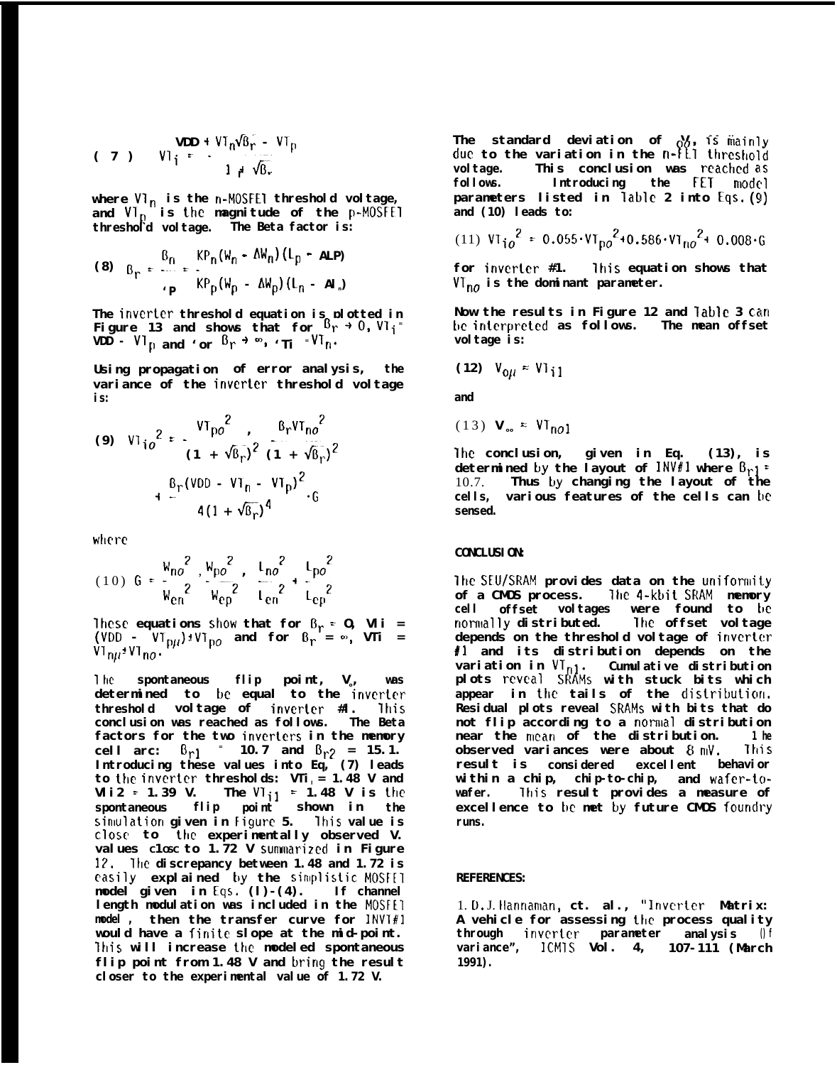$$(7) \quad VT_i = \frac{VDD + VT_n\sqrt{\beta_r} - VT_p}{1 + \sqrt{\beta_r}}$$

**where $VT_n$ is the n-MOSFET threshold voltage, and $VT_p$ is the magnitude of the p-MOSFET threshold voltage. The Beta factor is:**

$$(8) \quad \beta_r = \frac{\beta_n}{\beta_p} = \frac{KP_n(W_n - \Delta W_n)(L_p - \Delta L_p)}{KP_p(W_p - \Delta W_p)(L_n - \Delta L_n)}$$

**The inverter threshold equation is plotted in Figure 13 and shows that for $\beta_r \to 0$, $VT_i = VDD - VT_p$ and for $\beta_r \to \infty$, $VT_i = VT_n$.**

**Using propagation of error analysis, the variance of the inverter threshold voltage is:**

$$(9) \quad VT_{i\sigma}^2 = \frac{VT_{p\sigma}^2}{(1 + \sqrt{\beta_r})^2} + \frac{\beta_r VT_{n\sigma}^2}{(1 + \sqrt{\beta_r})^2} + \frac{\beta_r(VDD - VT_n - VT_p)^2}{4(1 + \sqrt{\beta_r})^4} \cdot G$$

where

$$(10) \quad G = \frac{W_{n\sigma}^2}{W_{en}^2} + \frac{W_{p\sigma}^2}{W_{ep}^2} + \frac{L_{n\sigma}^2}{L_{en}^2} + \frac{L_{p\sigma}^2}{L_{ep}^2}$$

**These equations show that for $\beta_r = 0$, $VTi = (VDD - VT_{p\mu}) + VT_{p\sigma}$ and for $\beta_r = \infty$, $VTi = VT_{n\mu} + VT_{n\sigma}$.**

**The spontaneous flip point, $V_o$, was determined to be equal to the inverter threshold voltage of inverter #1. This conclusion was reached as follows. The Beta factors for the two inverters in the memory cell are: $\beta_{r1} = 10.7$ and $\beta_{r2} = 15.1$. Introducing these values into Eq. (7) leads to the inverter thresholds: $VTi_1 = 1.48$ V and $VTi2 = 1.39$ V. The $VT_{i1} = 1.48$ V is the spontaneous flip point shown in the simulation given in Figure 5. This value is close to the experimentally observed $V_o$ values close to 1.72 V summarized in Figure 12. The discrepancy between 1.48 and 1.72 is easily explained by the simplistic MOSFET model given in Eqs. (1)-(4). If channel length modulation was included in the MOSFET model, then the transfer curve for INV1#1 would have a finite slope at the mid-point. This will increase the modeled spontaneous flip point from 1.48 V and bring the result closer to the experimental value of 1.72 V.**

**The standard deviation of $V_o$, $V_{o\sigma}$, is mainly due to the variation in the n-FET threshold voltage. This conclusion was reached as follows. Introducing the FET model parameters listed in Table 2 into Eqs. (9) and (10) leads to:**

$$(11) \quad VT_{i\sigma}^2 = 0.055 \cdot VT_{p\sigma}^2 + 0.586 \cdot VT_{n\sigma}^2 + 0.008 \cdot G$$

**for inverter #1. This equation shows that $VT_{n\sigma}$ is the dominant parameter.**

**Now the results in Figure 12 and Table 3 can be interpreted as follows. The mean offset voltage is:**

$$(12) \quad V_{o\mu} \approx VT_{i1}$$

**and**

$$(13) \quad V_{o\sigma} \approx VT_{n\sigma 1}$$

**The conclusion, given in Eq. (13), is determined by the layout of INV#1 where $\beta_{r1} = 10.7$. Thus by changing the layout of the cells, various features of the cells can be sensed.**

## CONCLUSION:

**The SEU/SRAM provides data on the uniformity of a CMOS process. The 4-kbit SRAM memory cell offset voltages were found to be normally distributed. The offset voltage depends on the threshold voltage of inverter #1 and its distribution depends on the variation in $VT_{n1}$. Cumulative distribution plots reveal SRAMs with stuck bits which appear in the tails of the distribution. Residual plots reveal SRAMs with bits that do not flip according to a normal distribution near the mean of the distribution. The observed variances were about 8 mV. This result is considered excellent behavior within a chip, chip-to-chip, and wafer-to-wafer. This result provides a measure of excellence to be met by future CMOS foundry runs.**

## REFERENCES:

1. D. J. Hannaman, et. al., "Inverter Matrix: A vehicle for assessing the process quality through inverter parameter analysis of variance", ICMTS Vol. 4, 107-111 (March 1991).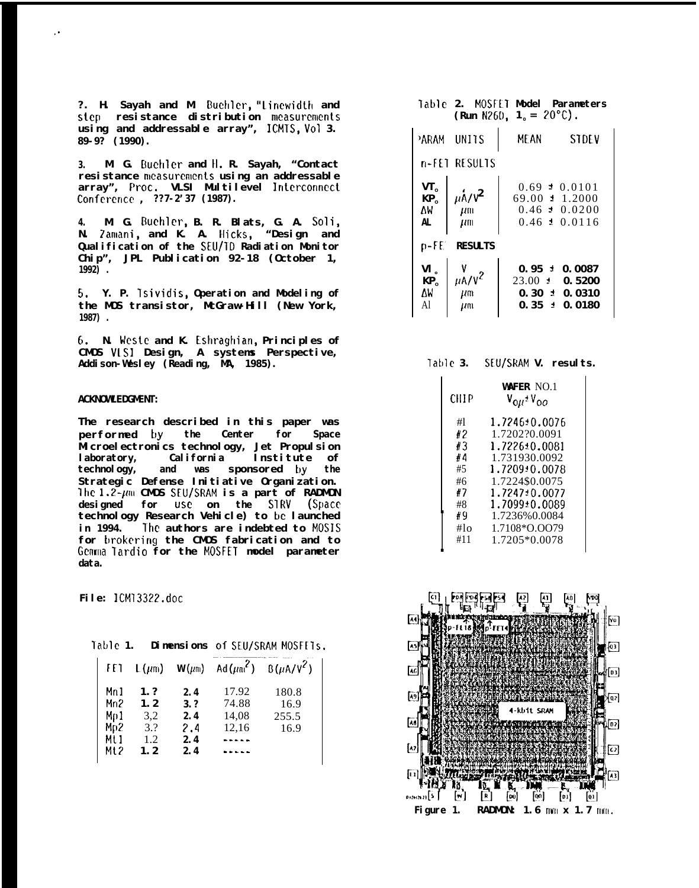?. H. Sayah and M. Buchler, "Linewidth and step resistance distribution measurements using and addressable array", ICMTS, Vol 3. 89-9? (1990).

3. M. G. Buchler and H. R. Sayah, "Contact resistance measurements using an addressable array", Proc. VLSI Multilevel Interconnect Conference, ??7-2'37 (1987).

4. M. G. Buchler, B. R. Blats, G. A. Soli, N. Zamani, and K. A. Hicks, "Design and Qualification of the SEU/TD Radiation Monitor Chip", JPL Publication 92-18 (October 1, 1992).

5. Y. P. Tsividis, Operation and Modeling of the MOS transistor, McGraw-Hill (New York, 1987).

6. N. Weste and K. Eshraghian, Principles of CMOS VLSI Design, A systems Perspective, Addison-Wesley (Reading, MA, 1985).

**ACKNOWLEDGMENT:**

The research described in this paper was performed by the Center for Space Microelectronics technology, Jet Propulsion laboratory, California Institute of technology, and was sponsored by the Strategic Defense Initiative Organization. The 1.2-$\mu$m CMOS SEU/SRAM is a part of RADMON designed for use on the STRV (Space technology Research Vehicle) to be launched in 1994. The authors are indebted to MOSIS for brokering the CMOS fabrication and to Gemma Tardio for the MOSFET model parameter data.

File: ICMT3322.doc

Table 1. Dimensions of SEU/SRAM MOSFETs.

| FET | L($\mu$m) | W($\mu$m) | Ad($\mu m^2$) | B($\mu A/V^2$) |
|---|---|---|---|---|
| Mn1 | 1.? | 2.4 | 17.92 | 180.8 |
| Mn2 | 1.2 | 3.? | 74.88 | 16.9 |
| Mp1 | 3,2 | 2.4 | 14,08 | 255.5 |
| Mp2 | 3.? | ?.4 | 12,16 | 16.9 |
| Mt1 | 1.2 | 2.4 | ----- | |
| Mt2 | 1.2 | 2.4 | ----- | |

Table 2. MOSFET Model Parameters (Run N26D, $T_o$ = 20°C).

| PARAM | UNITS | MEAN | STDEV |
|---|---|---|---|
| n-FET RESULTS | | | |
| $VT_o$ | | 0.69 ± | 0.0101 |
| $KP_o$ | $\mu A/V^2$ | 69.00 ± | 1.2000 |
| ΔW | $\mu$m | 0.46 ± | 0.0200 |
| ΔL | $\mu$m | 0.46 ± | 0.0116 |
| p-FET RESULTS | | | |
| $VT_o$ | V | 0.95 ± | 0.0087 |
| $KP_o$ | $\mu A/V^2$ | 23.00 ± | 0.5200 |
| ΔW | $\mu$m | 0.30 ± | 0.0310 |
| ΔL | $\mu$m | 0.35 ± | 0.0180 |

Table 3. SEU/SRAM V. results.

| CHIP | WAFER NO.1 $V_{OM} \pm V_{OO}$ |
|---|---|
| #1 | 1.7246±0.0076 |
| #2 | 1.7202?0.0091 |
| #3 | 1.7226±0.0081 |
| #4 | 1.731930.0092 |
| #5 | 1.7209±0.0078 |
| #6 | 1.7224$0.0075 |
| #7 | 1.7247±0.0077 |
| #8 | 1.7099±0.0089 |
| #9 | 1.7236%0.0084 |
| #1o | 1.7108*O.OO79 |
| #11 | 1.7205*0.0078 |

Figure 1. RADMON: 1.6 mm x 1.7 mm.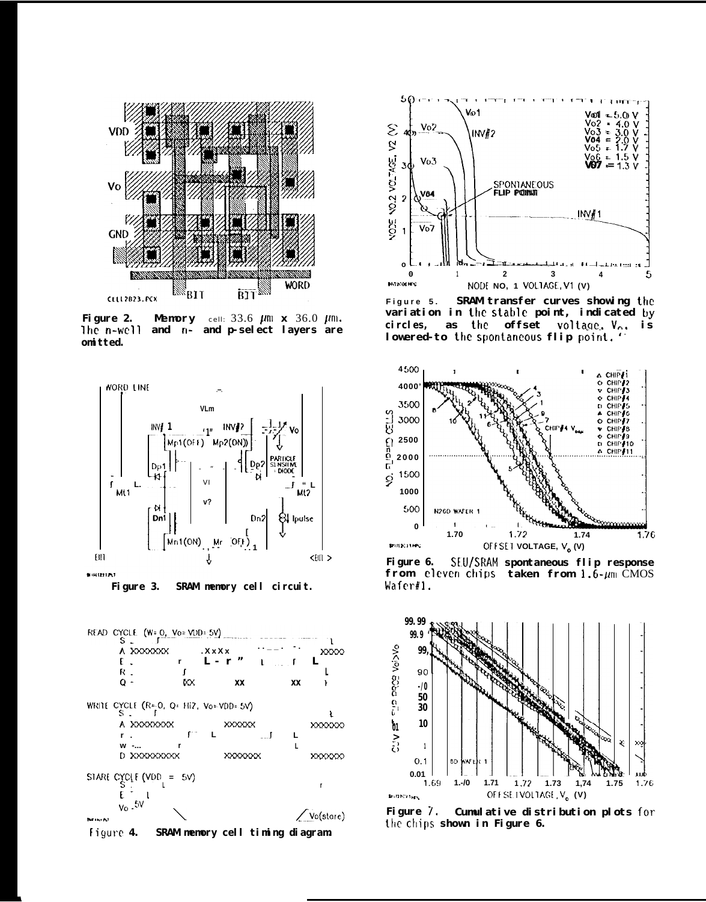**Figure 2. Memory cell:** 33.6 $\mu m$ x 36.0 $\mu m$. The n-well and n- and p-select layers are omitted.

**Figure 3. SRAM memory cell circuit.**

**Figure 4. SRAM memory cell timing diagram**

**Figure 5. SRAM transfer curves showing the variation in the stable point, indicated by circles, as the offset voltage, $V_o$, is lowered to the spontaneous flip point.**

**Figure 6. SEU/SRAM spontaneous flip response from eleven chips taken from 1.6-$\mu m$ CMOS Wafer#1.**

**Figure 7. Cumulative distribution plots for the chips shown in Figure 6.**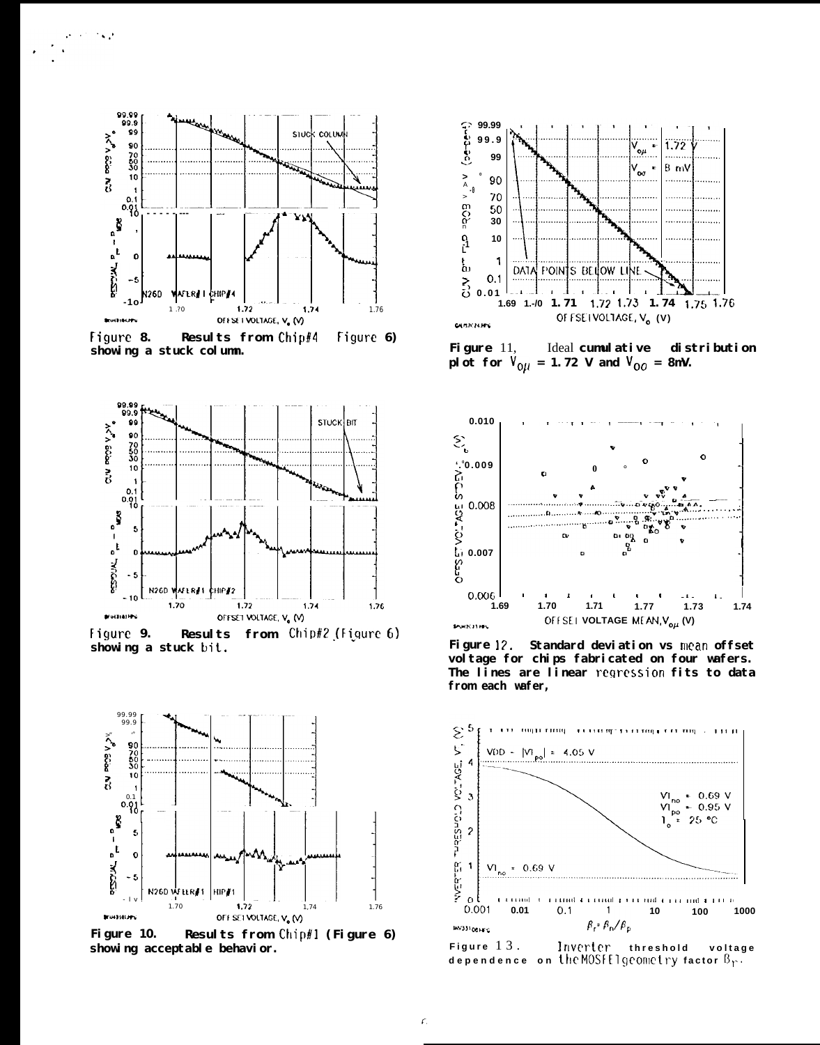99.99
99.9
99
90
70
50
30
10
1
0.1
0.01

CUM PROB $V_o > V_o$

STUCK COLUMN

10
5
0
-5
-10

RESIDUAL

N26D WAFER#1 CHIP#4

1.70 1.72 1.74 1.76

OFFSET VOLTAGE, $V_o$ (V)

Figure 8. Results from Chip#4 Figure 6) showing a stuck column.

99.99
99.9
99
90
70
50
30
10
1
0.1
0.01

CUM PROB $V_o > V_o$

STUCK BIT

10
5
0
-5
-10

RESIDUAL

N26D WAFER#1 CHIP#2

1.70 1.72 1.74 1.76

OFFSET VOLTAGE, $V_o$ (V)

Figure 9. Results from Chip#2 (Figure 6) showing a stuck bit.

99.99
99.9
90
70
50
30
10
1
0.1
0.01

CUM PROB $V_o > V_o$

10
5
0
-5
-10

RESIDUAL

N26D WAFER#1 CHIP#1

1.70 1.72 1.74 1.76

OFFSET VOLTAGE, $V_o$ (V)

Figure 10. Results from Chip#1 (Figure 6) showing acceptable behavior.

99.99
99.9
99
90
70
50
30
10
1
0.1
0.01

CUM PROB $V > V_o$ (percent)

$V_{o\mu}$ = 1.72 V

$V_{o\sigma}$ = 8 mV

DATA POINTS BELOW LINE

1.69 1.70 1.71 1.72 1.73 1.74 1.75 1.76

OFFSET VOLTAGE, $V_o$ (V)

Figure 11, Ideal cumulative distribution plot for $V_{o\mu}$ = 1.72 V and $V_{o\sigma}$ = 8mV.

0.010
0.009
0.008
0.007
0.006

OFFSET VOLTAGE STDEV, $V_{o\sigma}$ (V)

1.69 1.70 1.71 1.72 1.73 1.74

OFFSET VOLTAGE MEAN, $V_{o\mu}$ (V)

Figure 12. Standard deviation vs mean offset voltage for chips fabricated on four wafers. The lines are linear regression fits to data from each wafer,

5
4
3
2
1
0

INVERTER THRESHOLD VOLTAGE, $V_T$ (V)

VDD - $|VT_{po}|$ = 4.05 V

$VT_{no}$ = 0.69 V

$VT_{po}$ = 0.95 V

$T_o$ = 25 °C

$VT_{no}$ = 0.69 V

0.001 0.01 0.1 1 10 100 1000

$\beta_r = \beta_n/\beta_p$

Figure 13. Inverter threshold voltage dependence on the MOSFET geometry factor $\beta_r$.